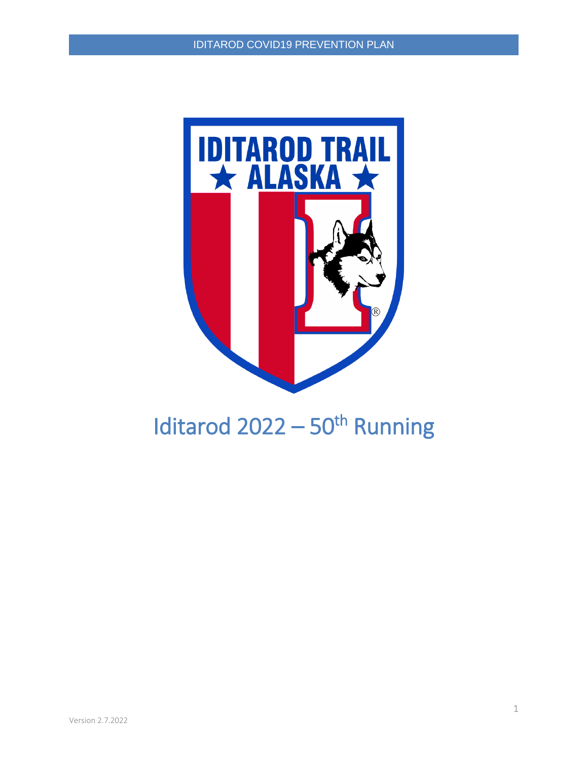# Iditarod 2022 – 50th Running

Version 2.7.2022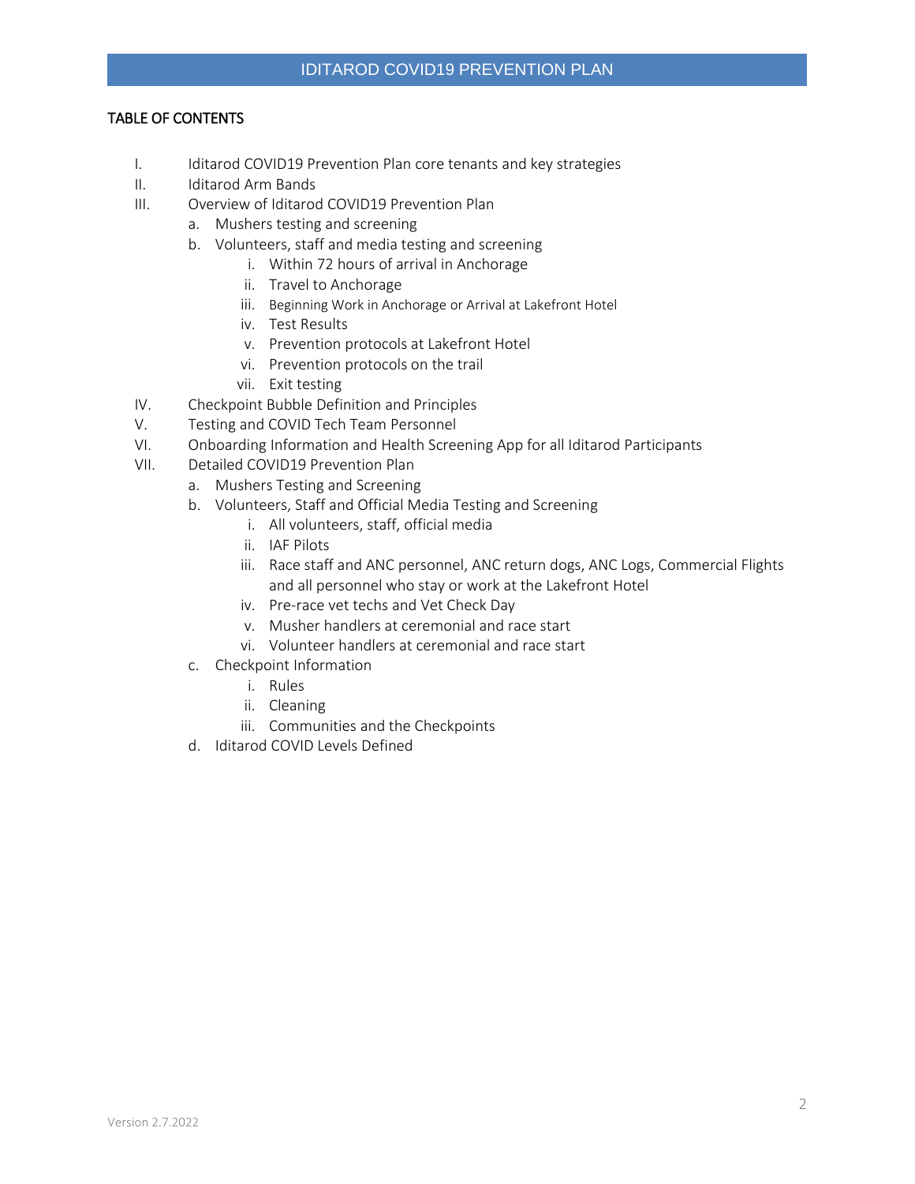## TABLE OF CONTENTS

I. Iditarod COVID19 Prevention Plan core tenants and key strategies
II. Iditarod Arm Bands
III. Overview of Iditarod COVID19 Prevention Plan
   a. Mushers testing and screening
   b. Volunteers, staff and media testing and screening
      i. Within 72 hours of arrival in Anchorage
      ii. Travel to Anchorage
      iii. Beginning Work in Anchorage or Arrival at Lakefront Hotel
      iv. Test Results
      v. Prevention protocols at Lakefront Hotel
      vi. Prevention protocols on the trail
      vii. Exit testing
IV. Checkpoint Bubble Definition and Principles
V. Testing and COVID Tech Team Personnel
VI. Onboarding Information and Health Screening App for all Iditarod Participants
VII. Detailed COVID19 Prevention Plan
   a. Mushers Testing and Screening
   b. Volunteers, Staff and Official Media Testing and Screening
      i. All volunteers, staff, official media
      ii. IAF Pilots
      iii. Race staff and ANC personnel, ANC return dogs, ANC Logs, Commercial Flights and all personnel who stay or work at the Lakefront Hotel
      iv. Pre-race vet techs and Vet Check Day
      v. Musher handlers at ceremonial and race start
      vi. Volunteer handlers at ceremonial and race start
   c. Checkpoint Information
      i. Rules
      ii. Cleaning
      iii. Communities and the Checkpoints
   d. Iditarod COVID Levels Defined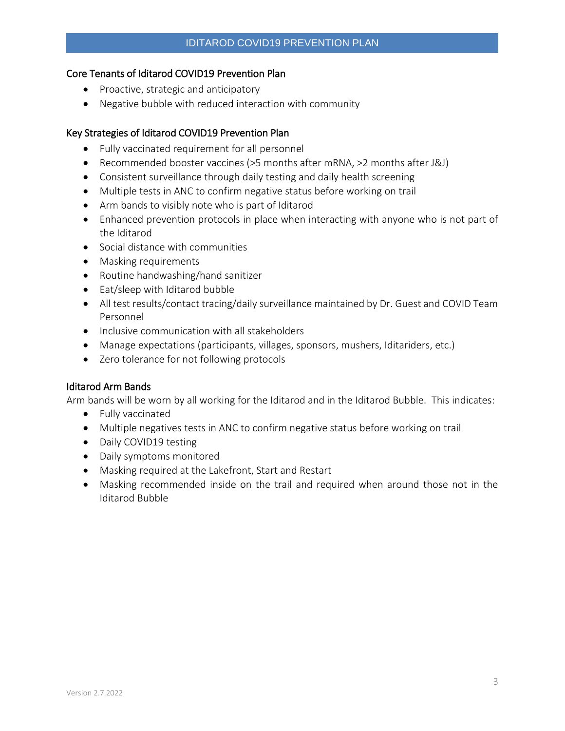## Core Tenants of Iditarod COVID19 Prevention Plan

- Proactive, strategic and anticipatory
- Negative bubble with reduced interaction with community

## Key Strategies of Iditarod COVID19 Prevention Plan

- Fully vaccinated requirement for all personnel
- Recommended booster vaccines (>5 months after mRNA, >2 months after J&J)
- Consistent surveillance through daily testing and daily health screening
- Multiple tests in ANC to confirm negative status before working on trail
- Arm bands to visibly note who is part of Iditarod
- Enhanced prevention protocols in place when interacting with anyone who is not part of the Iditarod
- Social distance with communities
- Masking requirements
- Routine handwashing/hand sanitizer
- Eat/sleep with Iditarod bubble
- All test results/contact tracing/daily surveillance maintained by Dr. Guest and COVID Team Personnel
- Inclusive communication with all stakeholders
- Manage expectations (participants, villages, sponsors, mushers, Iditariders, etc.)
- Zero tolerance for not following protocols

## Iditarod Arm Bands

Arm bands will be worn by all working for the Iditarod and in the Iditarod Bubble. This indicates:

- Fully vaccinated
- Multiple negatives tests in ANC to confirm negative status before working on trail
- Daily COVID19 testing
- Daily symptoms monitored
- Masking required at the Lakefront, Start and Restart
- Masking recommended inside on the trail and required when around those not in the Iditarod Bubble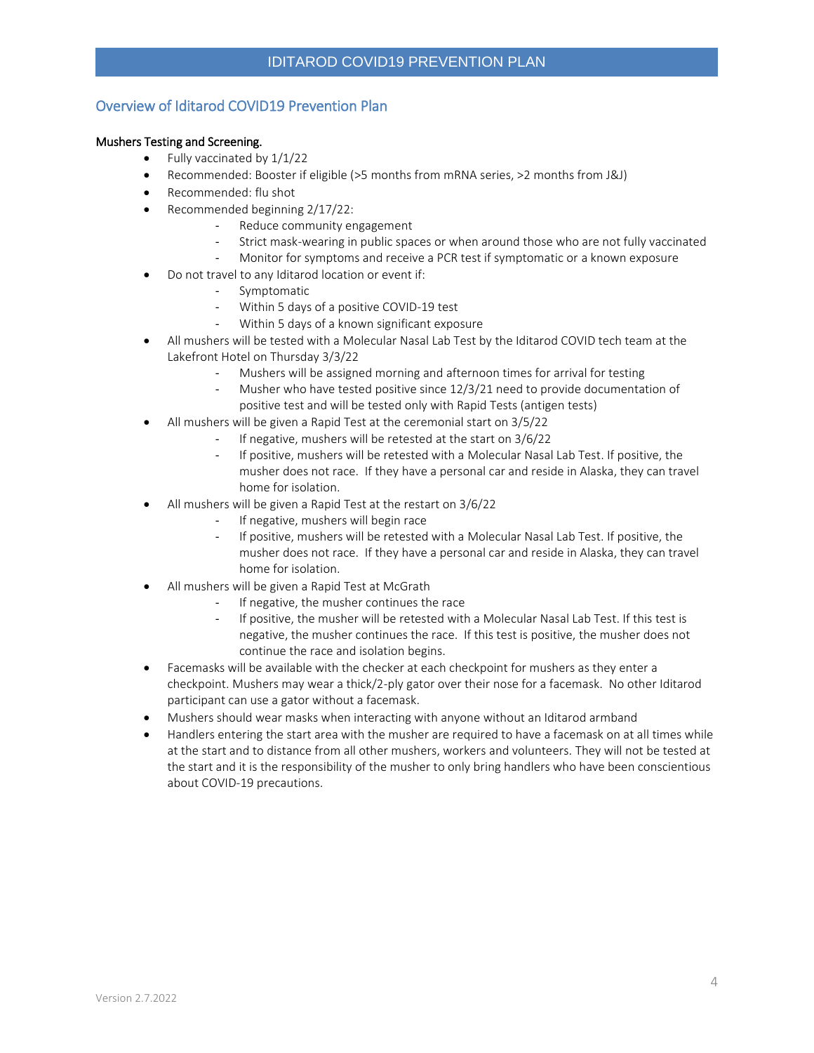## Overview of Iditarod COVID19 Prevention Plan

**Mushers Testing and Screening.**

- Fully vaccinated by 1/1/22
- Recommended: Booster if eligible (>5 months from mRNA series, >2 months from J&J)
- Recommended: flu shot
- Recommended beginning 2/17/22:
    - Reduce community engagement
    - Strict mask-wearing in public spaces or when around those who are not fully vaccinated
    - Monitor for symptoms and receive a PCR test if symptomatic or a known exposure
- Do not travel to any Iditarod location or event if:
    - Symptomatic
    - Within 5 days of a positive COVID-19 test
    - Within 5 days of a known significant exposure
- All mushers will be tested with a Molecular Nasal Lab Test by the Iditarod COVID tech team at the Lakefront Hotel on Thursday 3/3/22
    - Mushers will be assigned morning and afternoon times for arrival for testing
    - Musher who have tested positive since 12/3/21 need to provide documentation of positive test and will be tested only with Rapid Tests (antigen tests)
- All mushers will be given a Rapid Test at the ceremonial start on 3/5/22
    - If negative, mushers will be retested at the start on 3/6/22
    - If positive, mushers will be retested with a Molecular Nasal Lab Test. If positive, the musher does not race. If they have a personal car and reside in Alaska, they can travel home for isolation.
- All mushers will be given a Rapid Test at the restart on 3/6/22
    - If negative, mushers will begin race
    - If positive, mushers will be retested with a Molecular Nasal Lab Test. If positive, the musher does not race. If they have a personal car and reside in Alaska, they can travel home for isolation.
- All mushers will be given a Rapid Test at McGrath
    - If negative, the musher continues the race
    - If positive, the musher will be retested with a Molecular Nasal Lab Test. If this test is negative, the musher continues the race. If this test is positive, the musher does not continue the race and isolation begins.
- Facemasks will be available with the checker at each checkpoint for mushers as they enter a checkpoint. Mushers may wear a thick/2-ply gator over their nose for a facemask. No other Iditarod participant can use a gator without a facemask.
- Mushers should wear masks when interacting with anyone without an Iditarod armband
- Handlers entering the start area with the musher are required to have a facemask on at all times while at the start and to distance from all other mushers, workers and volunteers. They will not be tested at the start and it is the responsibility of the musher to only bring handlers who have been conscientious about COVID-19 precautions.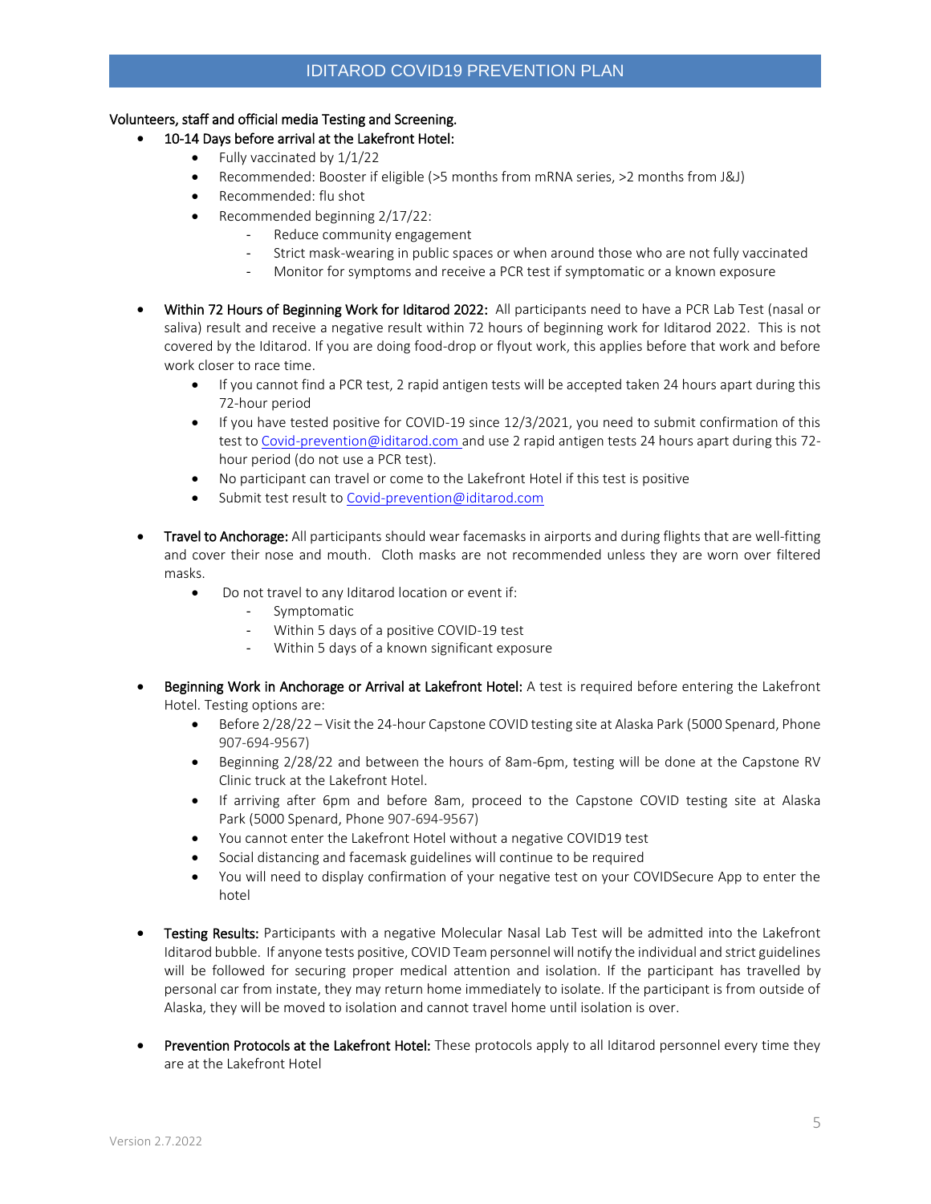**Volunteers, staff and official media Testing and Screening.**

- **10-14 Days before arrival at the Lakefront Hotel:**
    - Fully vaccinated by 1/1/22
    - Recommended: Booster if eligible (>5 months from mRNA series, >2 months from J&J)
    - Recommended: flu shot
    - Recommended beginning 2/17/22:
        - Reduce community engagement
        - Strict mask-wearing in public spaces or when around those who are not fully vaccinated
        - Monitor for symptoms and receive a PCR test if symptomatic or a known exposure

- **Within 72 Hours of Beginning Work for Iditarod 2022:** All participants need to have a PCR Lab Test (nasal or saliva) result and receive a negative result within 72 hours of beginning work for Iditarod 2022. This is not covered by the Iditarod. If you are doing food-drop or flyout work, this applies before that work and before work closer to race time.
    - If you cannot find a PCR test, 2 rapid antigen tests will be accepted taken 24 hours apart during this 72-hour period
    - If you have tested positive for COVID-19 since 12/3/2021, you need to submit confirmation of this test to Covid-prevention@iditarod.com and use 2 rapid antigen tests 24 hours apart during this 72-hour period (do not use a PCR test).
    - No participant can travel or come to the Lakefront Hotel if this test is positive
    - Submit test result to Covid-prevention@iditarod.com

- **Travel to Anchorage:** All participants should wear facemasks in airports and during flights that are well-fitting and cover their nose and mouth. Cloth masks are not recommended unless they are worn over filtered masks.
    - Do not travel to any Iditarod location or event if:
        - Symptomatic
        - Within 5 days of a positive COVID-19 test
        - Within 5 days of a known significant exposure

- **Beginning Work in Anchorage or Arrival at Lakefront Hotel:** A test is required before entering the Lakefront Hotel. Testing options are:
    - Before 2/28/22 – Visit the 24-hour Capstone COVID testing site at Alaska Park (5000 Spenard, Phone 907-694-9567)
    - Beginning 2/28/22 and between the hours of 8am-6pm, testing will be done at the Capstone RV Clinic truck at the Lakefront Hotel.
    - If arriving after 6pm and before 8am, proceed to the Capstone COVID testing site at Alaska Park (5000 Spenard, Phone 907-694-9567)
    - You cannot enter the Lakefront Hotel without a negative COVID19 test
    - Social distancing and facemask guidelines will continue to be required
    - You will need to display confirmation of your negative test on your COVIDSecure App to enter the hotel

- **Testing Results:** Participants with a negative Molecular Nasal Lab Test will be admitted into the Lakefront Iditarod bubble. If anyone tests positive, COVID Team personnel will notify the individual and strict guidelines will be followed for securing proper medical attention and isolation. If the participant has travelled by personal car from instate, they may return home immediately to isolate. If the participant is from outside of Alaska, they will be moved to isolation and cannot travel home until isolation is over.

- **Prevention Protocols at the Lakefront Hotel:** These protocols apply to all Iditarod personnel every time they are at the Lakefront Hotel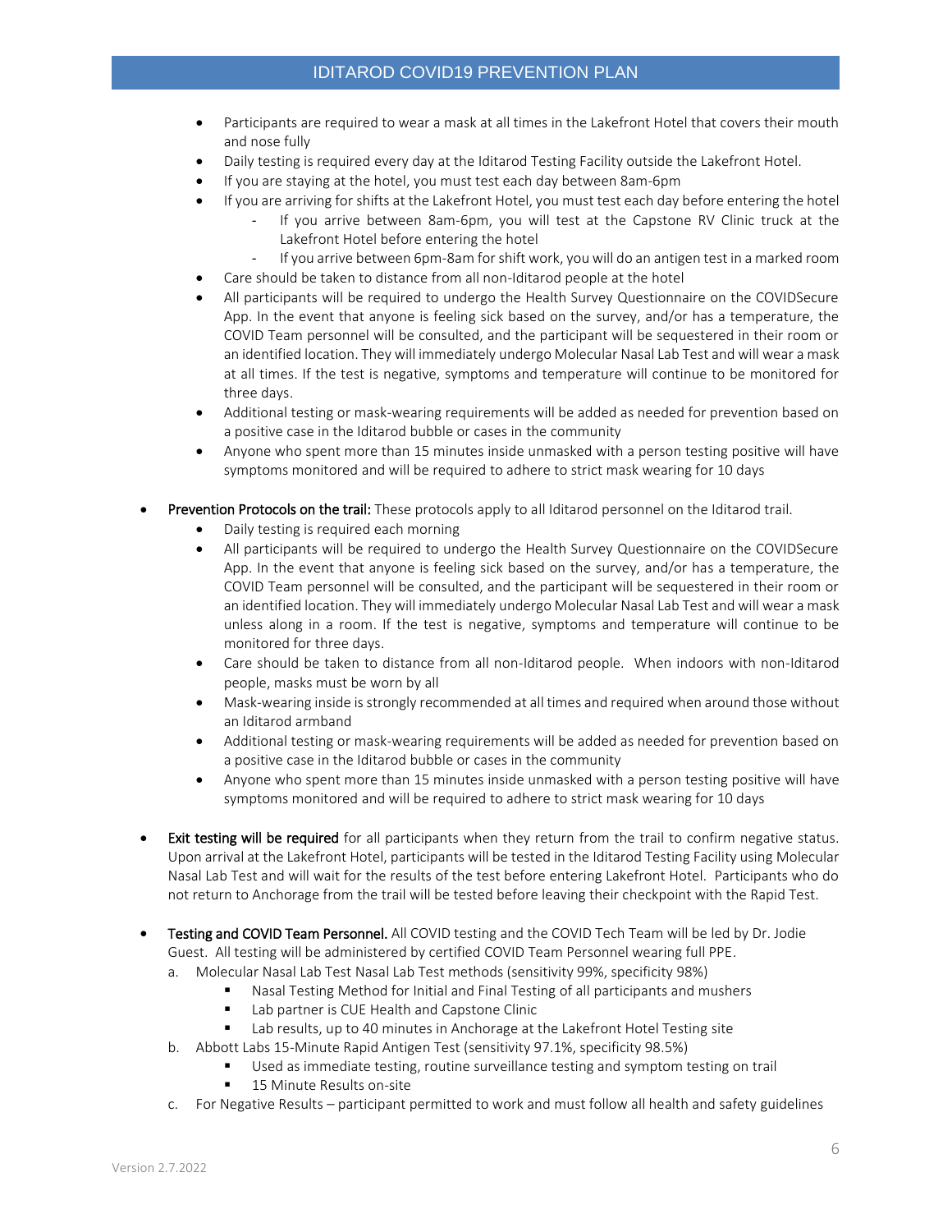- Participants are required to wear a mask at all times in the Lakefront Hotel that covers their mouth and nose fully
- Daily testing is required every day at the Iditarod Testing Facility outside the Lakefront Hotel.
- If you are staying at the hotel, you must test each day between 8am-6pm
- If you are arriving for shifts at the Lakefront Hotel, you must test each day before entering the hotel
    - If you arrive between 8am-6pm, you will test at the Capstone RV Clinic truck at the Lakefront Hotel before entering the hotel
    - If you arrive between 6pm-8am for shift work, you will do an antigen test in a marked room
- Care should be taken to distance from all non-Iditarod people at the hotel
- All participants will be required to undergo the Health Survey Questionnaire on the COVIDSecure App. In the event that anyone is feeling sick based on the survey, and/or has a temperature, the COVID Team personnel will be consulted, and the participant will be sequestered in their room or an identified location. They will immediately undergo Molecular Nasal Lab Test and will wear a mask at all times. If the test is negative, symptoms and temperature will continue to be monitored for three days.
- Additional testing or mask-wearing requirements will be added as needed for prevention based on a positive case in the Iditarod bubble or cases in the community
- Anyone who spent more than 15 minutes inside unmasked with a person testing positive will have symptoms monitored and will be required to adhere to strict mask wearing for 10 days

- Prevention Protocols on the trail: These protocols apply to all Iditarod personnel on the Iditarod trail.
    - Daily testing is required each morning
    - All participants will be required to undergo the Health Survey Questionnaire on the COVIDSecure App. In the event that anyone is feeling sick based on the survey, and/or has a temperature, the COVID Team personnel will be consulted, and the participant will be sequestered in their room or an identified location. They will immediately undergo Molecular Nasal Lab Test and will wear a mask unless along in a room. If the test is negative, symptoms and temperature will continue to be monitored for three days.
    - Care should be taken to distance from all non-Iditarod people. When indoors with non-Iditarod people, masks must be worn by all
    - Mask-wearing inside is strongly recommended at all times and required when around those without an Iditarod armband
    - Additional testing or mask-wearing requirements will be added as needed for prevention based on a positive case in the Iditarod bubble or cases in the community
    - Anyone who spent more than 15 minutes inside unmasked with a person testing positive will have symptoms monitored and will be required to adhere to strict mask wearing for 10 days

- Exit testing will be required for all participants when they return from the trail to confirm negative status. Upon arrival at the Lakefront Hotel, participants will be tested in the Iditarod Testing Facility using Molecular Nasal Lab Test and will wait for the results of the test before entering Lakefront Hotel. Participants who do not return to Anchorage from the trail will be tested before leaving their checkpoint with the Rapid Test.

- Testing and COVID Team Personnel. All COVID testing and the COVID Tech Team will be led by Dr. Jodie Guest. All testing will be administered by certified COVID Team Personnel wearing full PPE.
    a. Molecular Nasal Lab Test Nasal Lab Test methods (sensitivity 99%, specificity 98%)
        - Nasal Testing Method for Initial and Final Testing of all participants and mushers
        - Lab partner is CUE Health and Capstone Clinic
        - Lab results, up to 40 minutes in Anchorage at the Lakefront Hotel Testing site
    b. Abbott Labs 15-Minute Rapid Antigen Test (sensitivity 97.1%, specificity 98.5%)
        - Used as immediate testing, routine surveillance testing and symptom testing on trail
        - 15 Minute Results on-site
    c. For Negative Results – participant permitted to work and must follow all health and safety guidelines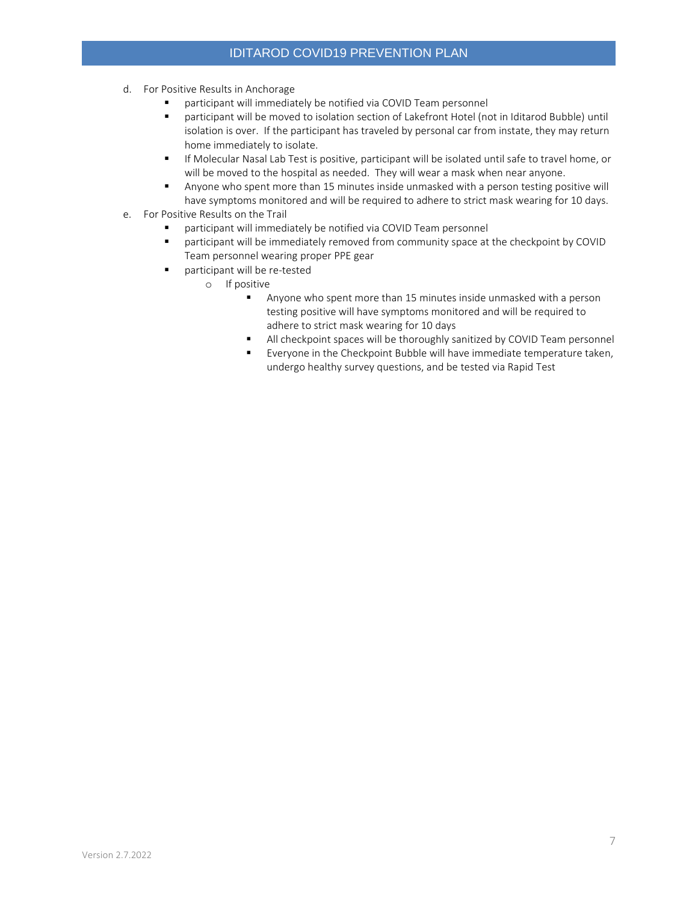d. For Positive Results in Anchorage
    - participant will immediately be notified via COVID Team personnel
    - participant will be moved to isolation section of Lakefront Hotel (not in Iditarod Bubble) until isolation is over. If the participant has traveled by personal car from instate, they may return home immediately to isolate.
    - If Molecular Nasal Lab Test is positive, participant will be isolated until safe to travel home, or will be moved to the hospital as needed. They will wear a mask when near anyone.
    - Anyone who spent more than 15 minutes inside unmasked with a person testing positive will have symptoms monitored and will be required to adhere to strict mask wearing for 10 days.

e. For Positive Results on the Trail
    - participant will immediately be notified via COVID Team personnel
    - participant will be immediately removed from community space at the checkpoint by COVID Team personnel wearing proper PPE gear
    - participant will be re-tested
        - If positive
            - Anyone who spent more than 15 minutes inside unmasked with a person testing positive will have symptoms monitored and will be required to adhere to strict mask wearing for 10 days
            - All checkpoint spaces will be thoroughly sanitized by COVID Team personnel
            - Everyone in the Checkpoint Bubble will have immediate temperature taken, undergo healthy survey questions, and be tested via Rapid Test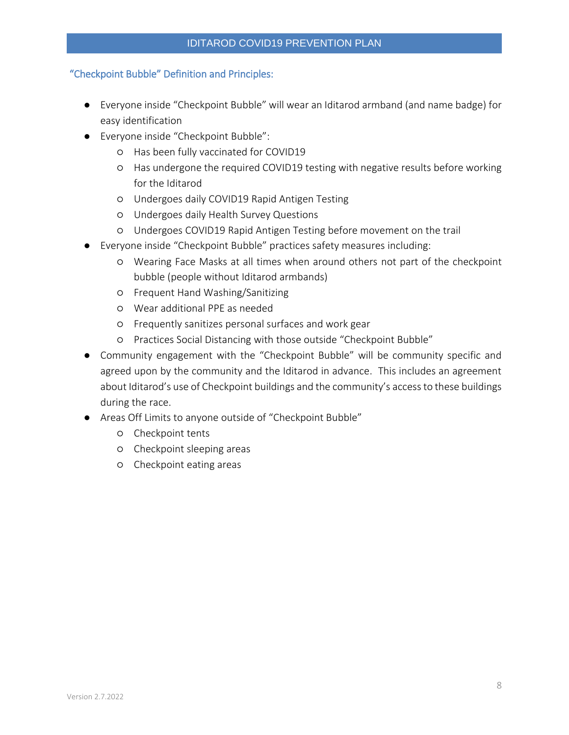## “Checkpoint Bubble” Definition and Principles:

- Everyone inside “Checkpoint Bubble” will wear an Iditarod armband (and name badge) for easy identification
- Everyone inside “Checkpoint Bubble”:
  - Has been fully vaccinated for COVID19
  - Has undergone the required COVID19 testing with negative results before working for the Iditarod
  - Undergoes daily COVID19 Rapid Antigen Testing
  - Undergoes daily Health Survey Questions
  - Undergoes COVID19 Rapid Antigen Testing before movement on the trail
- Everyone inside “Checkpoint Bubble” practices safety measures including:
  - Wearing Face Masks at all times when around others not part of the checkpoint bubble (people without Iditarod armbands)
  - Frequent Hand Washing/Sanitizing
  - Wear additional PPE as needed
  - Frequently sanitizes personal surfaces and work gear
  - Practices Social Distancing with those outside “Checkpoint Bubble”
- Community engagement with the “Checkpoint Bubble” will be community specific and agreed upon by the community and the Iditarod in advance. This includes an agreement about Iditarod’s use of Checkpoint buildings and the community’s access to these buildings during the race.
- Areas Off Limits to anyone outside of “Checkpoint Bubble”
  - Checkpoint tents
  - Checkpoint sleeping areas
  - Checkpoint eating areas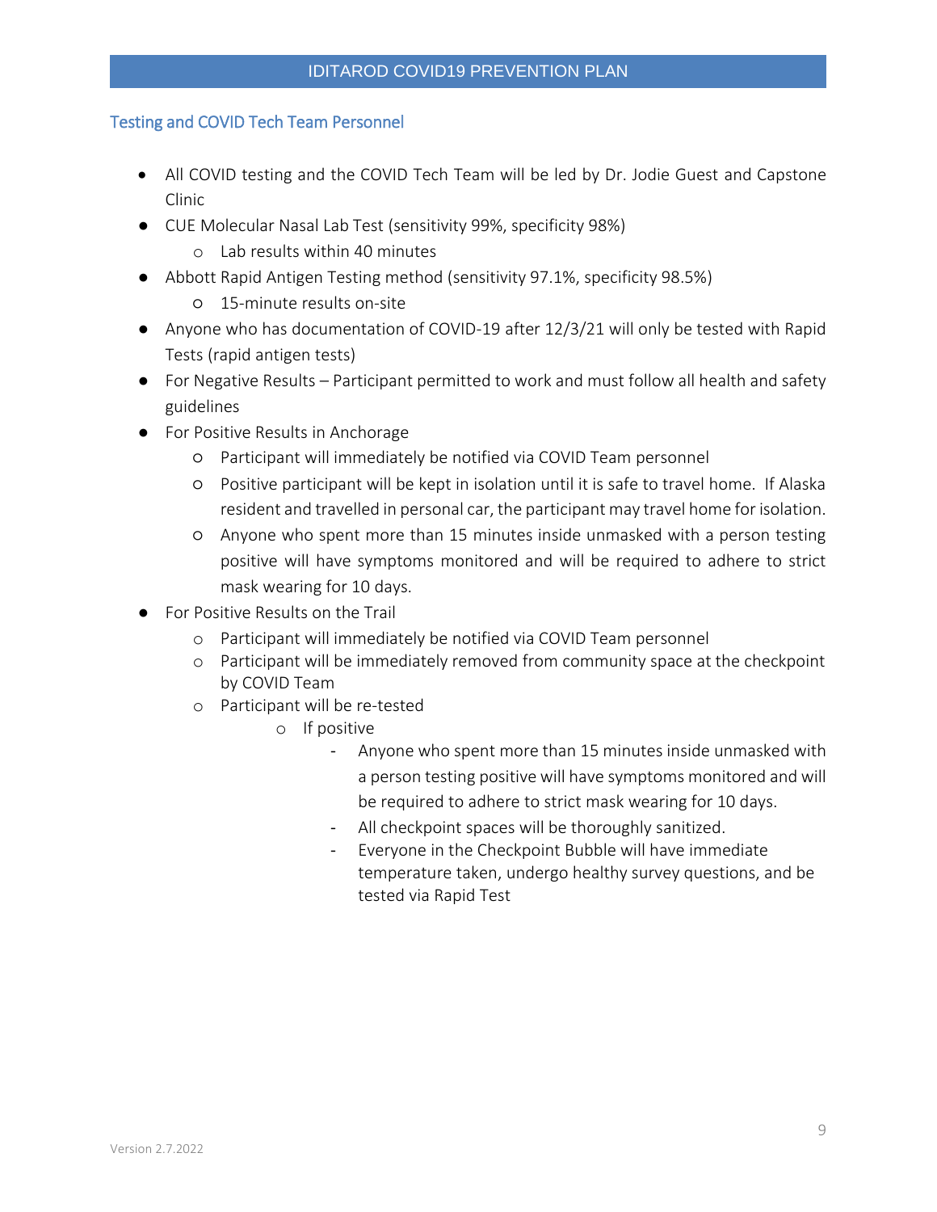## Testing and COVID Tech Team Personnel

- All COVID testing and the COVID Tech Team will be led by Dr. Jodie Guest and Capstone Clinic
- CUE Molecular Nasal Lab Test (sensitivity 99%, specificity 98%)
  - Lab results within 40 minutes
- Abbott Rapid Antigen Testing method (sensitivity 97.1%, specificity 98.5%)
  - 15-minute results on-site
- Anyone who has documentation of COVID-19 after 12/3/21 will only be tested with Rapid Tests (rapid antigen tests)
- For Negative Results – Participant permitted to work and must follow all health and safety guidelines
- For Positive Results in Anchorage
  - Participant will immediately be notified via COVID Team personnel
  - Positive participant will be kept in isolation until it is safe to travel home. If Alaska resident and travelled in personal car, the participant may travel home for isolation.
  - Anyone who spent more than 15 minutes inside unmasked with a person testing positive will have symptoms monitored and will be required to adhere to strict mask wearing for 10 days.
- For Positive Results on the Trail
  - Participant will immediately be notified via COVID Team personnel
  - Participant will be immediately removed from community space at the checkpoint by COVID Team
  - Participant will be re-tested
    - If positive
      - Anyone who spent more than 15 minutes inside unmasked with a person testing positive will have symptoms monitored and will be required to adhere to strict mask wearing for 10 days.
      - All checkpoint spaces will be thoroughly sanitized.
      - Everyone in the Checkpoint Bubble will have immediate temperature taken, undergo healthy survey questions, and be tested via Rapid Test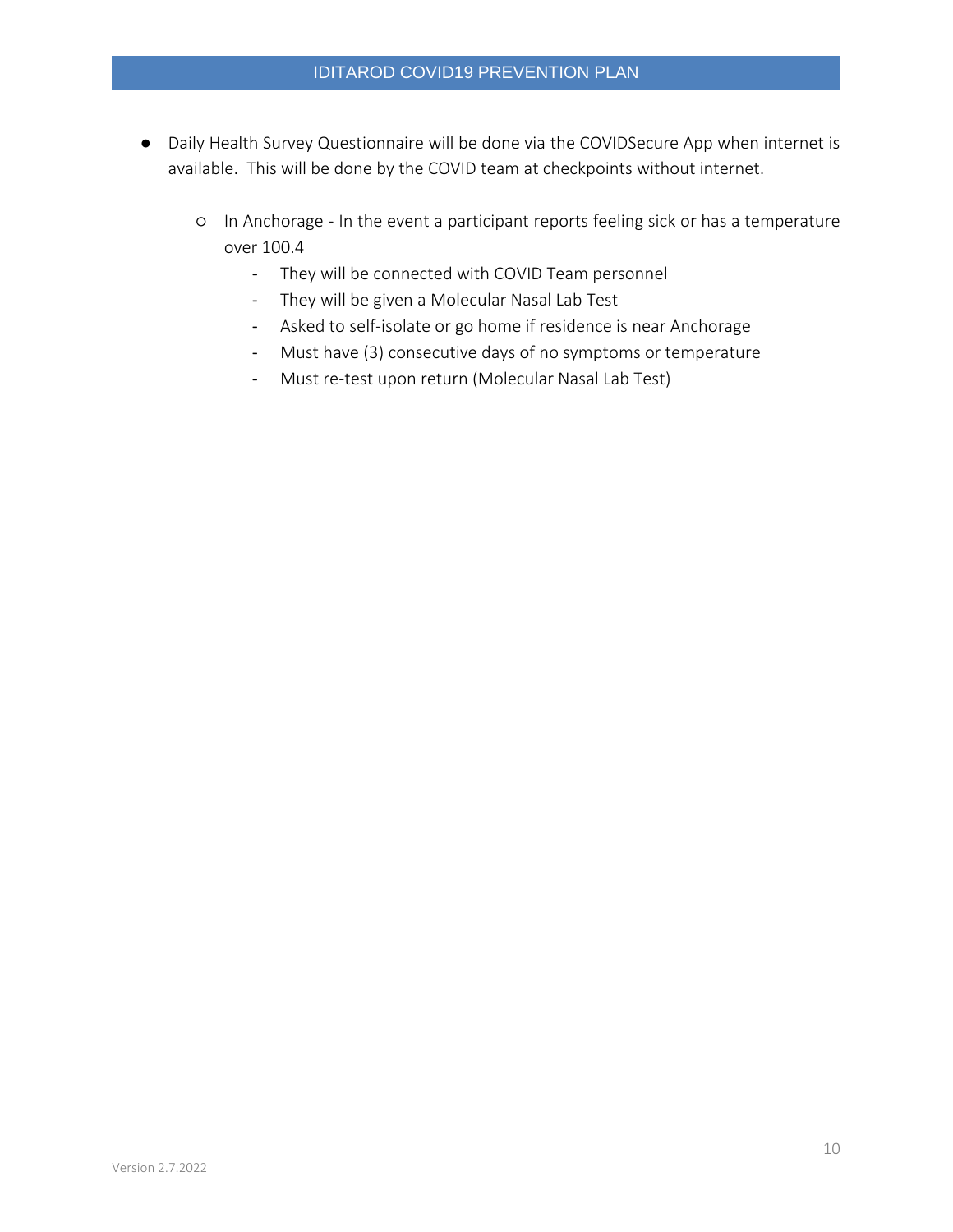- Daily Health Survey Questionnaire will be done via the COVIDSecure App when internet is available. This will be done by the COVID team at checkpoints without internet.
    - In Anchorage - In the event a participant reports feeling sick or has a temperature over 100.4
        - They will be connected with COVID Team personnel
        - They will be given a Molecular Nasal Lab Test
        - Asked to self-isolate or go home if residence is near Anchorage
        - Must have (3) consecutive days of no symptoms or temperature
        - Must re-test upon return (Molecular Nasal Lab Test)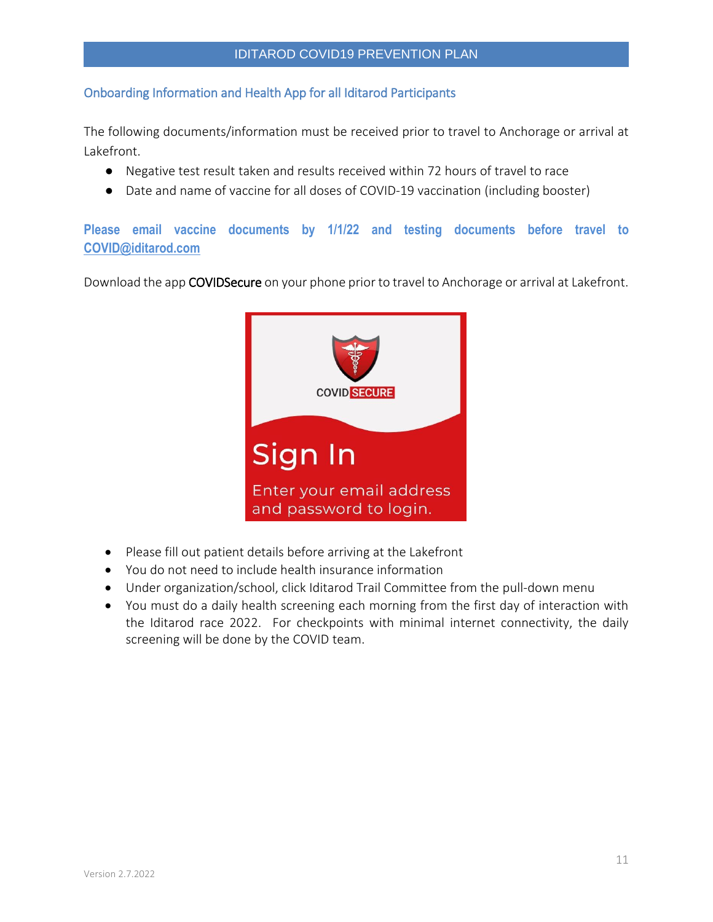## Onboarding Information and Health App for all Iditarod Participants

The following documents/information must be received prior to travel to Anchorage or arrival at Lakefront.

- Negative test result taken and results received within 72 hours of travel to race
- Date and name of vaccine for all doses of COVID-19 vaccination (including booster)

**Please email vaccine documents by 1/1/22 and testing documents before travel to COVID@iditarod.com**

Download the app COVIDSecure on your phone prior to travel to Anchorage or arrival at Lakefront.

- Please fill out patient details before arriving at the Lakefront
- You do not need to include health insurance information
- Under organization/school, click Iditarod Trail Committee from the pull-down menu
- You must do a daily health screening each morning from the first day of interaction with the Iditarod race 2022. For checkpoints with minimal internet connectivity, the daily screening will be done by the COVID team.

Version 2.7.2022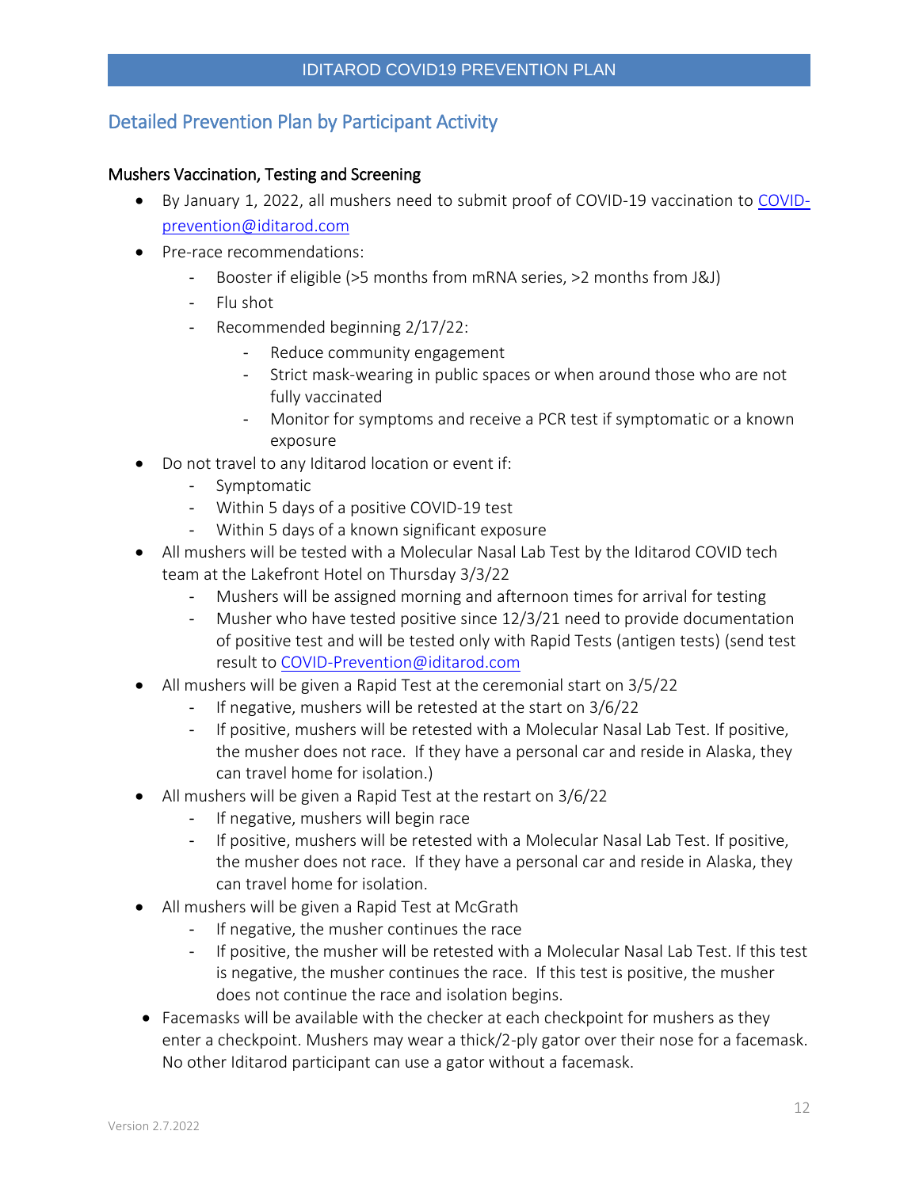## Detailed Prevention Plan by Participant Activity

### Mushers Vaccination, Testing and Screening

- By January 1, 2022, all mushers need to submit proof of COVID-19 vaccination to COVID-prevention@iditarod.com
- Pre-race recommendations:
  - Booster if eligible (>5 months from mRNA series, >2 months from J&J)
  - Flu shot
  - Recommended beginning 2/17/22:
    - Reduce community engagement
    - Strict mask-wearing in public spaces or when around those who are not fully vaccinated
    - Monitor for symptoms and receive a PCR test if symptomatic or a known exposure
- Do not travel to any Iditarod location or event if:
  - Symptomatic
  - Within 5 days of a positive COVID-19 test
  - Within 5 days of a known significant exposure
- All mushers will be tested with a Molecular Nasal Lab Test by the Iditarod COVID tech team at the Lakefront Hotel on Thursday 3/3/22
  - Mushers will be assigned morning and afternoon times for arrival for testing
  - Musher who have tested positive since 12/3/21 need to provide documentation of positive test and will be tested only with Rapid Tests (antigen tests) (send test result to COVID-Prevention@iditarod.com
- All mushers will be given a Rapid Test at the ceremonial start on 3/5/22
  - If negative, mushers will be retested at the start on 3/6/22
  - If positive, mushers will be retested with a Molecular Nasal Lab Test. If positive, the musher does not race. If they have a personal car and reside in Alaska, they can travel home for isolation.)
- All mushers will be given a Rapid Test at the restart on 3/6/22
  - If negative, mushers will begin race
  - If positive, mushers will be retested with a Molecular Nasal Lab Test. If positive, the musher does not race. If they have a personal car and reside in Alaska, they can travel home for isolation.
- All mushers will be given a Rapid Test at McGrath
  - If negative, the musher continues the race
  - If positive, the musher will be retested with a Molecular Nasal Lab Test. If this test is negative, the musher continues the race. If this test is positive, the musher does not continue the race and isolation begins.
- Facemasks will be available with the checker at each checkpoint for mushers as they enter a checkpoint. Mushers may wear a thick/2-ply gator over their nose for a facemask. No other Iditarod participant can use a gator without a facemask.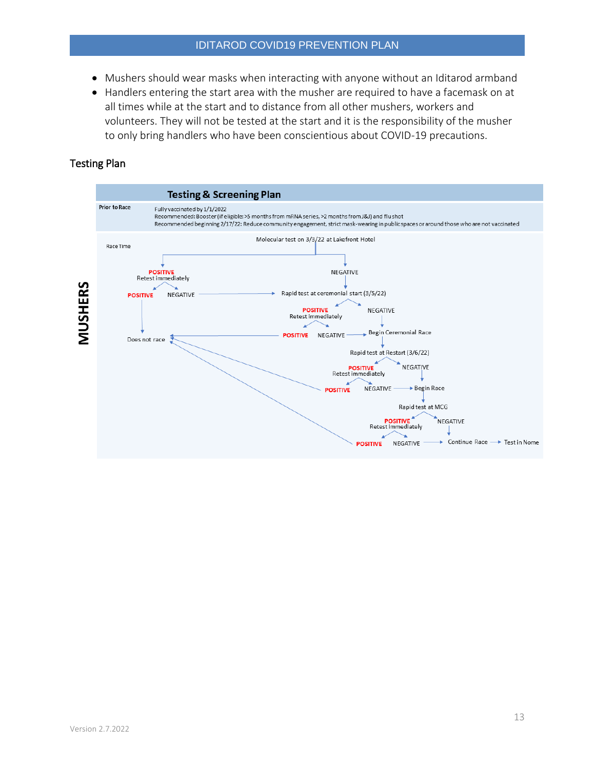- Mushers should wear masks when interacting with anyone without an Iditarod armband
- Handlers entering the start area with the musher are required to have a facemask on at all times while at the start and to distance from all other mushers, workers and volunteers. They will not be tested at the start and it is the responsibility of the musher to only bring handlers who have been conscientious about COVID-19 precautions.

## Testing Plan

**Testing & Screening Plan**

**MUSHERS**

**Prior to Race**

Fully vaccinated by 1/1/2022

Recommended: Booster (if eligible: >5 months from mRNA series, >2 months from J&J) and flu shot

Recommended beginning 2/17/22: Reduce community engagement, strict mask-wearing in public spaces or around those who are not vaccinated

**Race Time**

Molecular test on 3/3/22 at Lakefront Hotel

- POSITIVE → Retest immediately
  - POSITIVE → Does not race
  - NEGATIVE → Rapid test at ceremonial start (3/5/22)
- NEGATIVE → Rapid test at ceremonial start (3/5/22)

Rapid test at ceremonial start (3/5/22)

- POSITIVE → Retest immediately
  - POSITIVE → Does not race
  - NEGATIVE → Begin Ceremonial Race
- NEGATIVE → Begin Ceremonial Race → Rapid test at Restart (3/6/22)

Rapid test at Restart (3/6/22)

- POSITIVE → Retest immediately
  - POSITIVE → Does not race
  - NEGATIVE → Begin Race
- NEGATIVE → Begin Race → Rapid test at MCG

Rapid test at MCG

- POSITIVE → Retest immediately
  - POSITIVE → Does not race
  - NEGATIVE → Continue Race → Test in Nome
- NEGATIVE → Continue Race → Test in Nome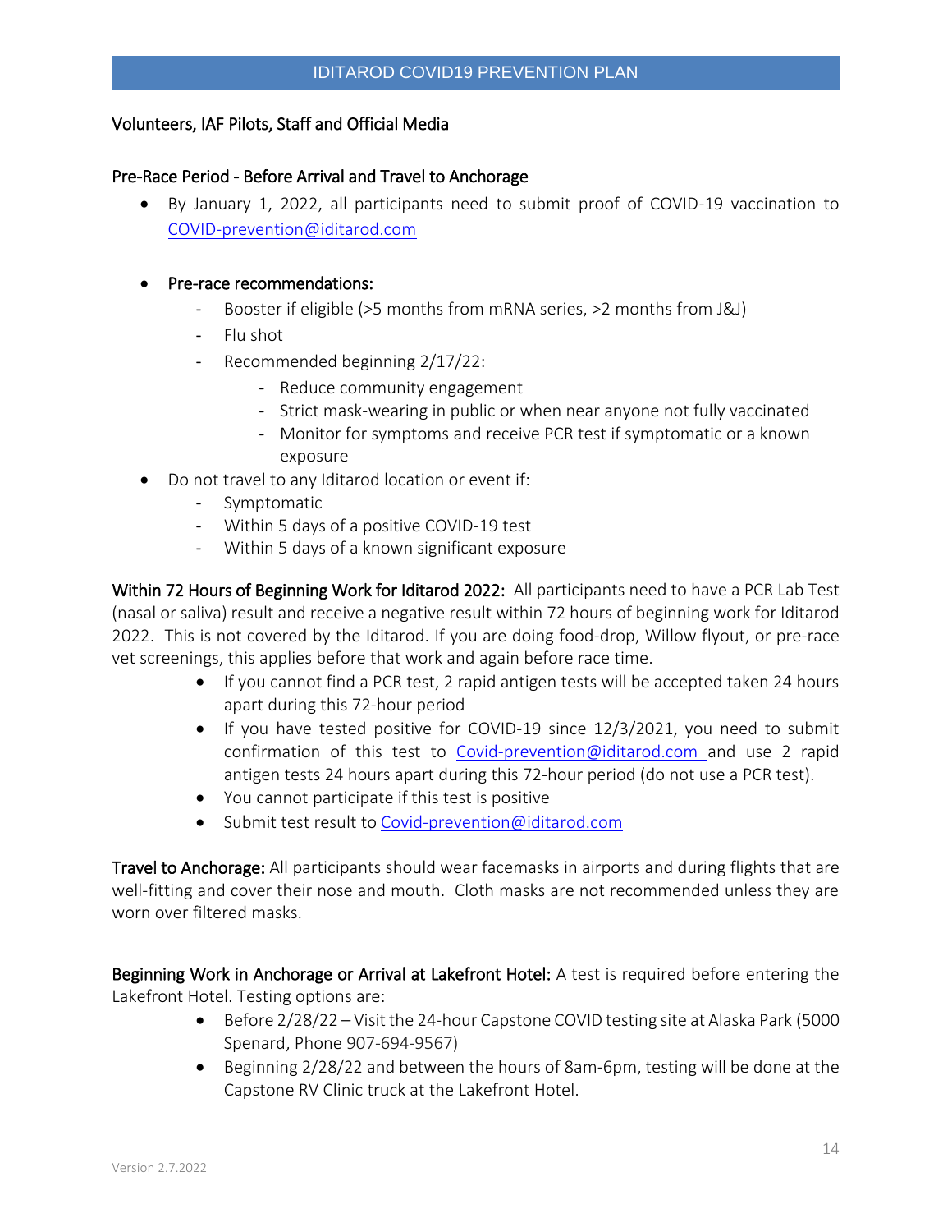## Volunteers, IAF Pilots, Staff and Official Media

### Pre-Race Period - Before Arrival and Travel to Anchorage

- By January 1, 2022, all participants need to submit proof of COVID-19 vaccination to COVID-prevention@iditarod.com

- Pre-race recommendations:
  - Booster if eligible (>5 months from mRNA series, >2 months from J&J)
  - Flu shot
  - Recommended beginning 2/17/22:
    - Reduce community engagement
    - Strict mask-wearing in public or when near anyone not fully vaccinated
    - Monitor for symptoms and receive PCR test if symptomatic or a known exposure
- Do not travel to any Iditarod location or event if:
  - Symptomatic
  - Within 5 days of a positive COVID-19 test
  - Within 5 days of a known significant exposure

**Within 72 Hours of Beginning Work for Iditarod 2022:** All participants need to have a PCR Lab Test (nasal or saliva) result and receive a negative result within 72 hours of beginning work for Iditarod 2022. This is not covered by the Iditarod. If you are doing food-drop, Willow flyout, or pre-race vet screenings, this applies before that work and again before race time.

- If you cannot find a PCR test, 2 rapid antigen tests will be accepted taken 24 hours apart during this 72-hour period
- If you have tested positive for COVID-19 since 12/3/2021, you need to submit confirmation of this test to Covid-prevention@iditarod.com and use 2 rapid antigen tests 24 hours apart during this 72-hour period (do not use a PCR test).
- You cannot participate if this test is positive
- Submit test result to Covid-prevention@iditarod.com

**Travel to Anchorage:** All participants should wear facemasks in airports and during flights that are well-fitting and cover their nose and mouth. Cloth masks are not recommended unless they are worn over filtered masks.

**Beginning Work in Anchorage or Arrival at Lakefront Hotel:** A test is required before entering the Lakefront Hotel. Testing options are:

- Before 2/28/22 – Visit the 24-hour Capstone COVID testing site at Alaska Park (5000 Spenard, Phone 907-694-9567)
- Beginning 2/28/22 and between the hours of 8am-6pm, testing will be done at the Capstone RV Clinic truck at the Lakefront Hotel.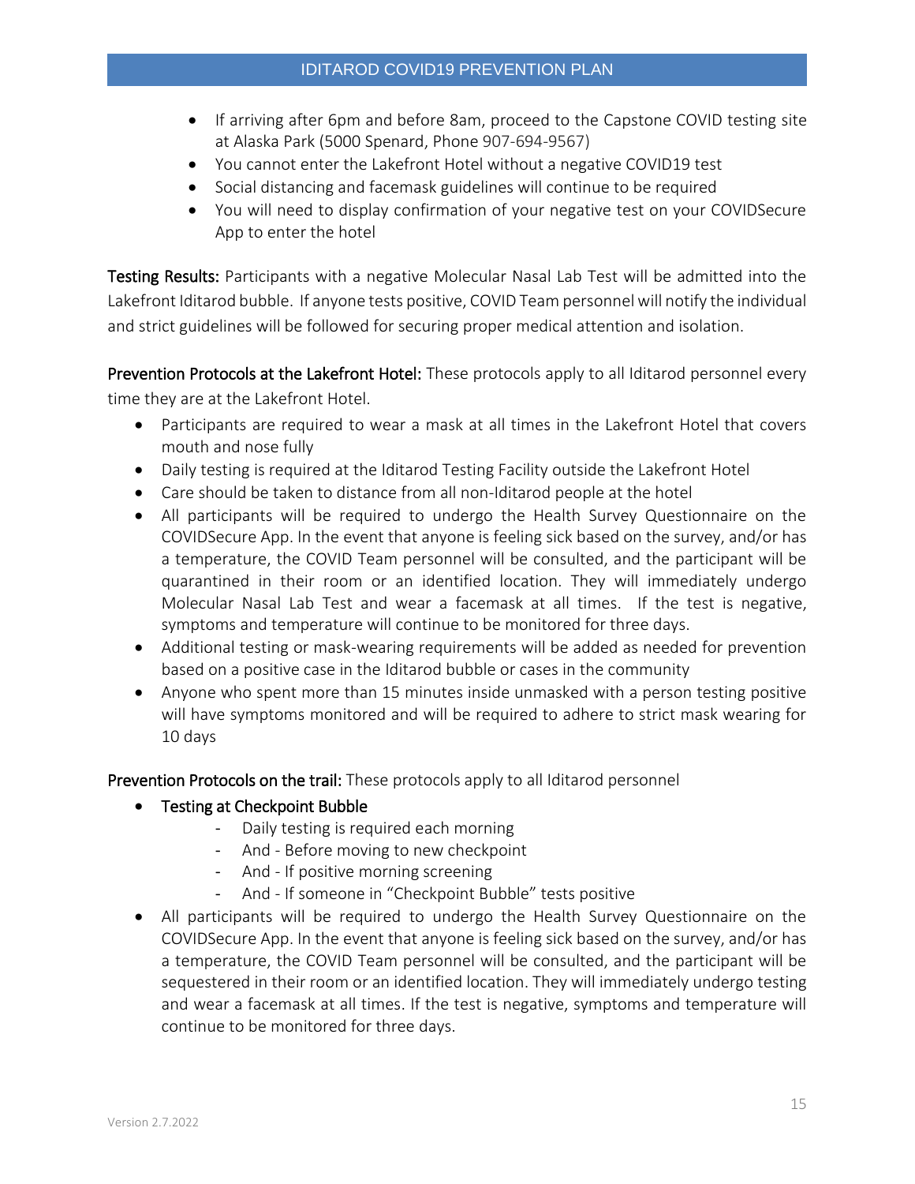- If arriving after 6pm and before 8am, proceed to the Capstone COVID testing site at Alaska Park (5000 Spenard, Phone 907-694-9567)
- You cannot enter the Lakefront Hotel without a negative COVID19 test
- Social distancing and facemask guidelines will continue to be required
- You will need to display confirmation of your negative test on your COVIDSecure App to enter the hotel

**Testing Results:** Participants with a negative Molecular Nasal Lab Test will be admitted into the Lakefront Iditarod bubble. If anyone tests positive, COVID Team personnel will notify the individual and strict guidelines will be followed for securing proper medical attention and isolation.

**Prevention Protocols at the Lakefront Hotel:** These protocols apply to all Iditarod personnel every time they are at the Lakefront Hotel.

- Participants are required to wear a mask at all times in the Lakefront Hotel that covers mouth and nose fully
- Daily testing is required at the Iditarod Testing Facility outside the Lakefront Hotel
- Care should be taken to distance from all non-Iditarod people at the hotel
- All participants will be required to undergo the Health Survey Questionnaire on the COVIDSecure App. In the event that anyone is feeling sick based on the survey, and/or has a temperature, the COVID Team personnel will be consulted, and the participant will be quarantined in their room or an identified location. They will immediately undergo Molecular Nasal Lab Test and wear a facemask at all times. If the test is negative, symptoms and temperature will continue to be monitored for three days.
- Additional testing or mask-wearing requirements will be added as needed for prevention based on a positive case in the Iditarod bubble or cases in the community
- Anyone who spent more than 15 minutes inside unmasked with a person testing positive will have symptoms monitored and will be required to adhere to strict mask wearing for 10 days

**Prevention Protocols on the trail:** These protocols apply to all Iditarod personnel

- Testing at Checkpoint Bubble
  - Daily testing is required each morning
  - And - Before moving to new checkpoint
  - And - If positive morning screening
  - And - If someone in "Checkpoint Bubble" tests positive
- All participants will be required to undergo the Health Survey Questionnaire on the COVIDSecure App. In the event that anyone is feeling sick based on the survey, and/or has a temperature, the COVID Team personnel will be consulted, and the participant will be sequestered in their room or an identified location. They will immediately undergo testing and wear a facemask at all times. If the test is negative, symptoms and temperature will continue to be monitored for three days.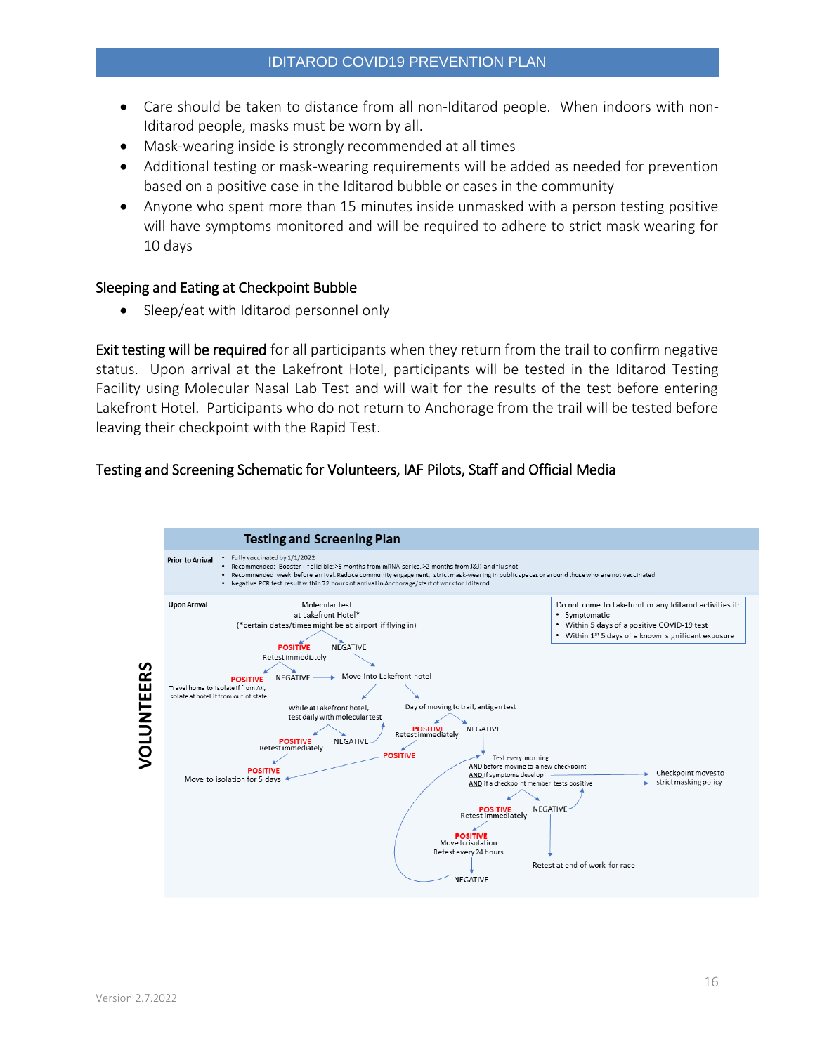- Care should be taken to distance from all non-Iditarod people. When indoors with non-Iditarod people, masks must be worn by all.
- Mask-wearing inside is strongly recommended at all times
- Additional testing or mask-wearing requirements will be added as needed for prevention based on a positive case in the Iditarod bubble or cases in the community
- Anyone who spent more than 15 minutes inside unmasked with a person testing positive will have symptoms monitored and will be required to adhere to strict mask wearing for 10 days

## Sleeping and Eating at Checkpoint Bubble

- Sleep/eat with Iditarod personnel only

**Exit testing will be required** for all participants when they return from the trail to confirm negative status. Upon arrival at the Lakefront Hotel, participants will be tested in the Iditarod Testing Facility using Molecular Nasal Lab Test and will wait for the results of the test before entering Lakefront Hotel. Participants who do not return to Anchorage from the trail will be tested before leaving their checkpoint with the Rapid Test.

## Testing and Screening Schematic for Volunteers, IAF Pilots, Staff and Official Media

**VOLUNTEERS**

### Testing and Screening Plan

**Prior to Arrival**

- Fully vaccinated by 1/1/2022
- Recommended: Booster (if eligible: >5 months from mRNA series, >2 months from J&J) and flu shot
- Recommended week before arrival: Reduce community engagement, strict mask-wearing in public spaces or around those who are not vaccinated
- Negative PCR test result within 72 hours of arrival in Anchorage/start of work for Iditarod

**Upon Arrival**

Do not come to Lakefront or any Iditarod activities if:

- Symptomatic
- Within 5 days of a positive COVID-19 test
- Within 1st 5 days of a known significant exposure

Molecular test at Lakefront Hotel* (*certain dates/times might be at airport if flying in)

- POSITIVE → Retest immediately
  - POSITIVE → Travel home to isolate if from AK, isolate at hotel if from out of state
  - NEGATIVE → Move into Lakefront hotel
- NEGATIVE → Move into Lakefront hotel

Move into Lakefront hotel:

- While at Lakefront hotel, test daily with molecular test
  - POSITIVE → Retest immediately → POSITIVE → Move to isolation for 5 days
  - NEGATIVE → continue daily testing
- Day of moving to trail, antigen test
  - POSITIVE → Retest immediately → POSITIVE → Move to isolation for 5 days
  - NEGATIVE → Test every morning AND before moving to a new checkpoint AND if symptoms develop AND if a checkpoint member tests positive
    - If a checkpoint member tests positive → Checkpoint moves to strict masking policy
    - POSITIVE → Retest immediately → POSITIVE → Move to isolation, Retest every 24 hours → NEGATIVE → return to testing every morning
    - NEGATIVE → Retest at end of work for race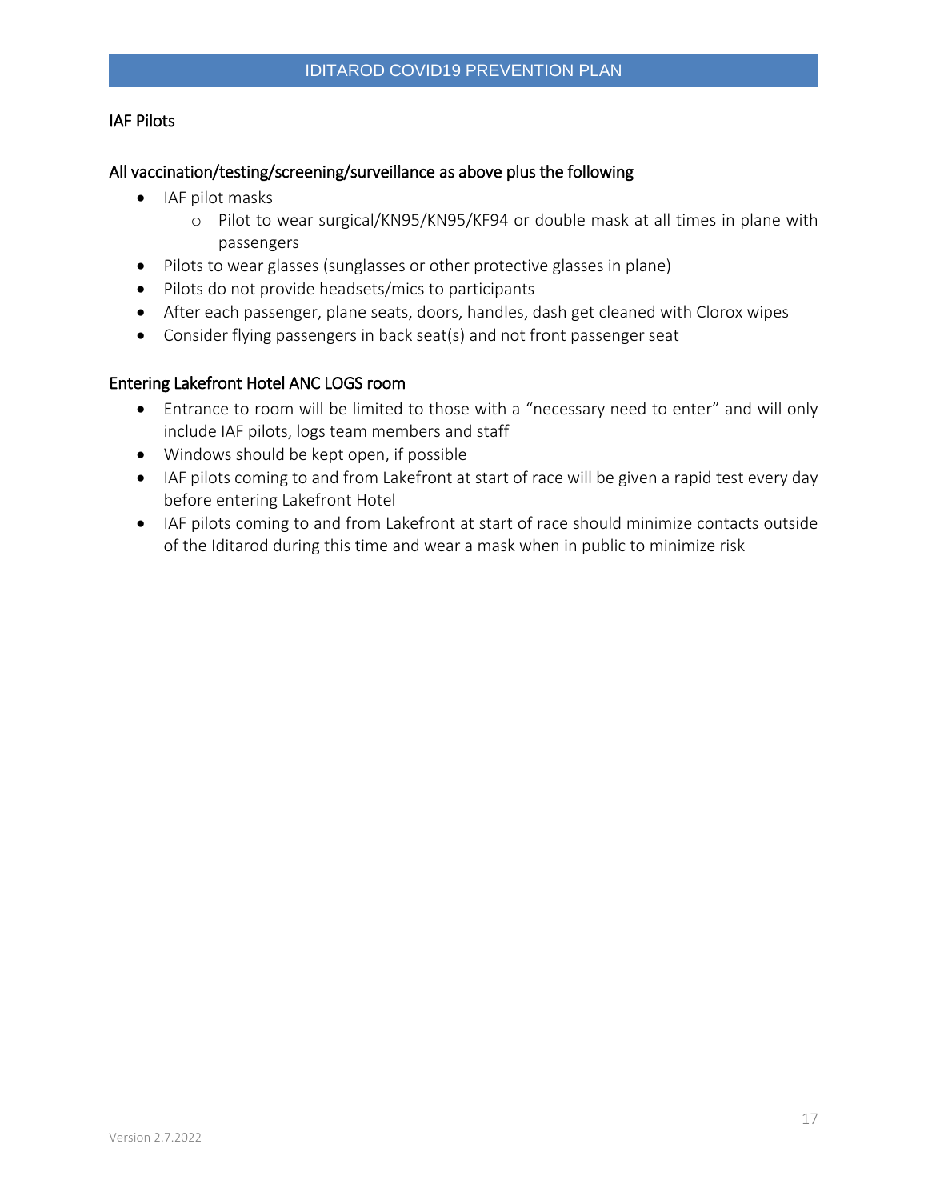## IAF Pilots

### All vaccination/testing/screening/surveillance as above plus the following

- IAF pilot masks
  - Pilot to wear surgical/KN95/KN95/KF94 or double mask at all times in plane with passengers
- Pilots to wear glasses (sunglasses or other protective glasses in plane)
- Pilots do not provide headsets/mics to participants
- After each passenger, plane seats, doors, handles, dash get cleaned with Clorox wipes
- Consider flying passengers in back seat(s) and not front passenger seat

### Entering Lakefront Hotel ANC LOGS room

- Entrance to room will be limited to those with a "necessary need to enter" and will only include IAF pilots, logs team members and staff
- Windows should be kept open, if possible
- IAF pilots coming to and from Lakefront at start of race will be given a rapid test every day before entering Lakefront Hotel
- IAF pilots coming to and from Lakefront at start of race should minimize contacts outside of the Iditarod during this time and wear a mask when in public to minimize risk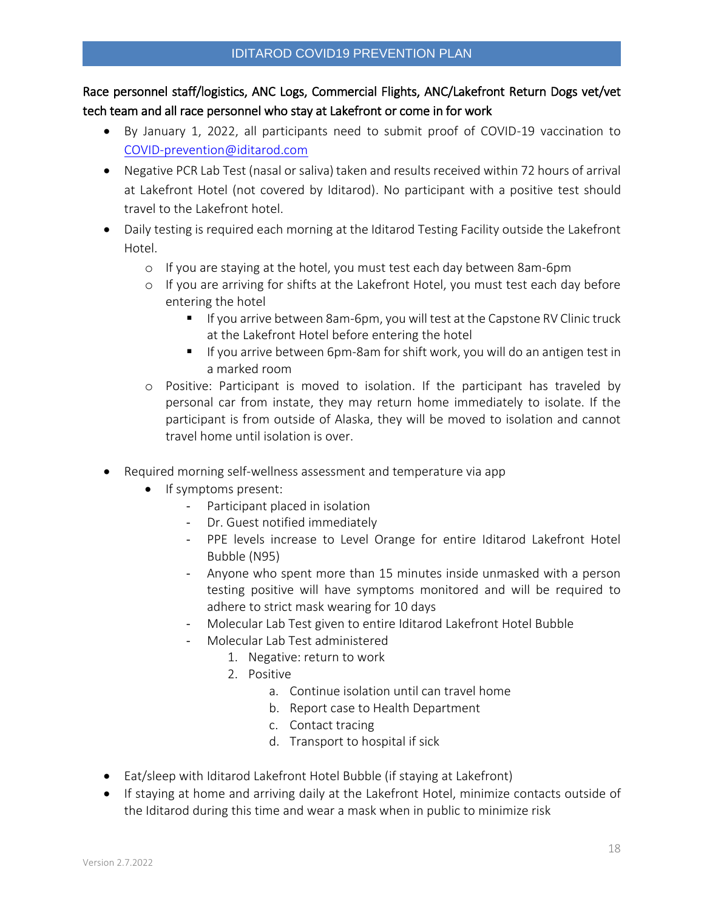**Race personnel staff/logistics, ANC Logs, Commercial Flights, ANC/Lakefront Return Dogs vet/vet tech team and all race personnel who stay at Lakefront or come in for work**

- By January 1, 2022, all participants need to submit proof of COVID-19 vaccination to COVID-prevention@iditarod.com
- Negative PCR Lab Test (nasal or saliva) taken and results received within 72 hours of arrival at Lakefront Hotel (not covered by Iditarod). No participant with a positive test should travel to the Lakefront hotel.
- Daily testing is required each morning at the Iditarod Testing Facility outside the Lakefront Hotel.
  - If you are staying at the hotel, you must test each day between 8am-6pm
  - If you are arriving for shifts at the Lakefront Hotel, you must test each day before entering the hotel
    - If you arrive between 8am-6pm, you will test at the Capstone RV Clinic truck at the Lakefront Hotel before entering the hotel
    - If you arrive between 6pm-8am for shift work, you will do an antigen test in a marked room
  - Positive: Participant is moved to isolation. If the participant has traveled by personal car from instate, they may return home immediately to isolate. If the participant is from outside of Alaska, they will be moved to isolation and cannot travel home until isolation is over.

- Required morning self-wellness assessment and temperature via app
  - If symptoms present:
    - Participant placed in isolation
    - Dr. Guest notified immediately
    - PPE levels increase to Level Orange for entire Iditarod Lakefront Hotel Bubble (N95)
    - Anyone who spent more than 15 minutes inside unmasked with a person testing positive will have symptoms monitored and will be required to adhere to strict mask wearing for 10 days
    - Molecular Lab Test given to entire Iditarod Lakefront Hotel Bubble
    - Molecular Lab Test administered
      1. Negative: return to work
      2. Positive
         a. Continue isolation until can travel home
         b. Report case to Health Department
         c. Contact tracing
         d. Transport to hospital if sick

- Eat/sleep with Iditarod Lakefront Hotel Bubble (if staying at Lakefront)
- If staying at home and arriving daily at the Lakefront Hotel, minimize contacts outside of the Iditarod during this time and wear a mask when in public to minimize risk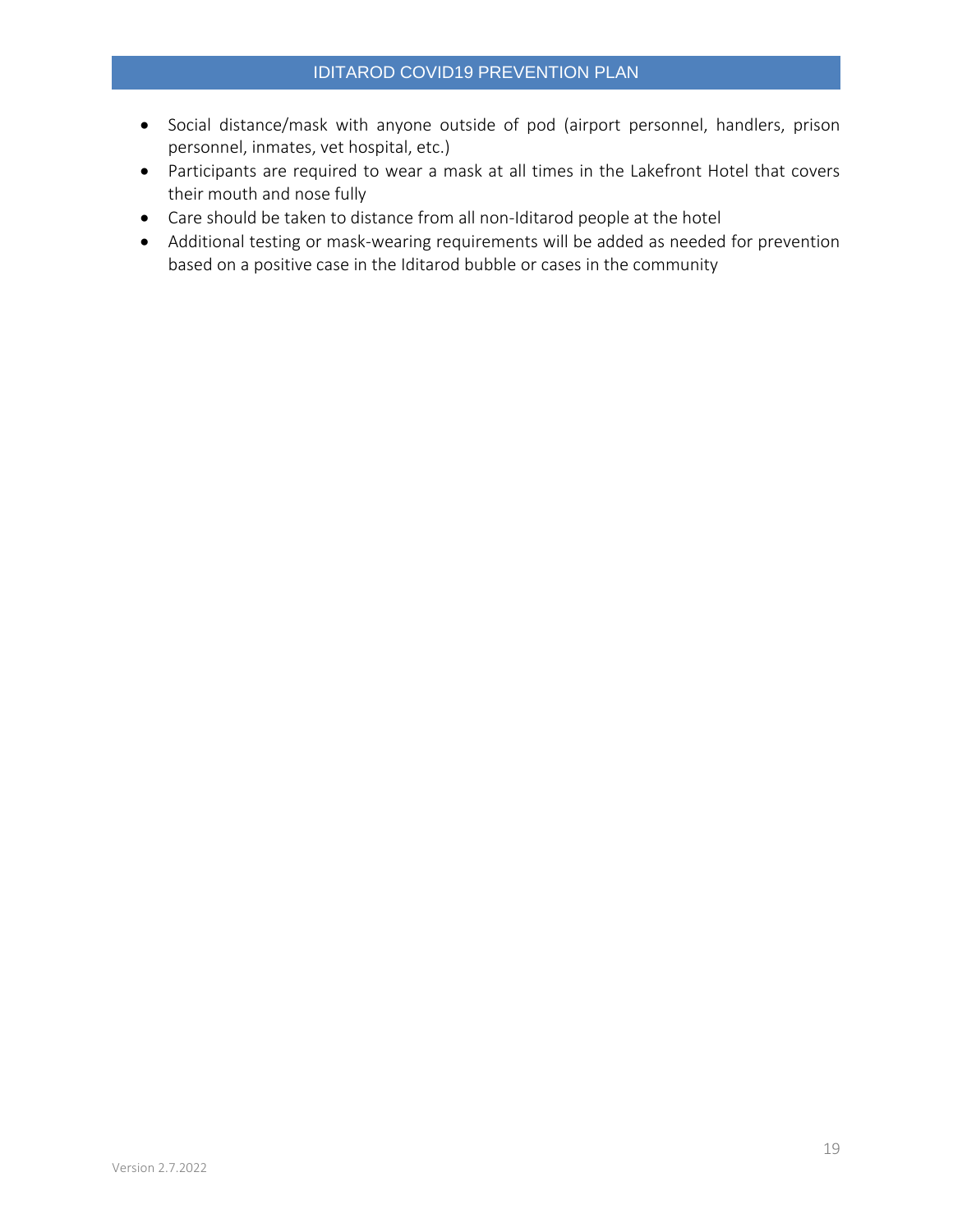- Social distance/mask with anyone outside of pod (airport personnel, handlers, prison personnel, inmates, vet hospital, etc.)
- Participants are required to wear a mask at all times in the Lakefront Hotel that covers their mouth and nose fully
- Care should be taken to distance from all non-Iditarod people at the hotel
- Additional testing or mask-wearing requirements will be added as needed for prevention based on a positive case in the Iditarod bubble or cases in the community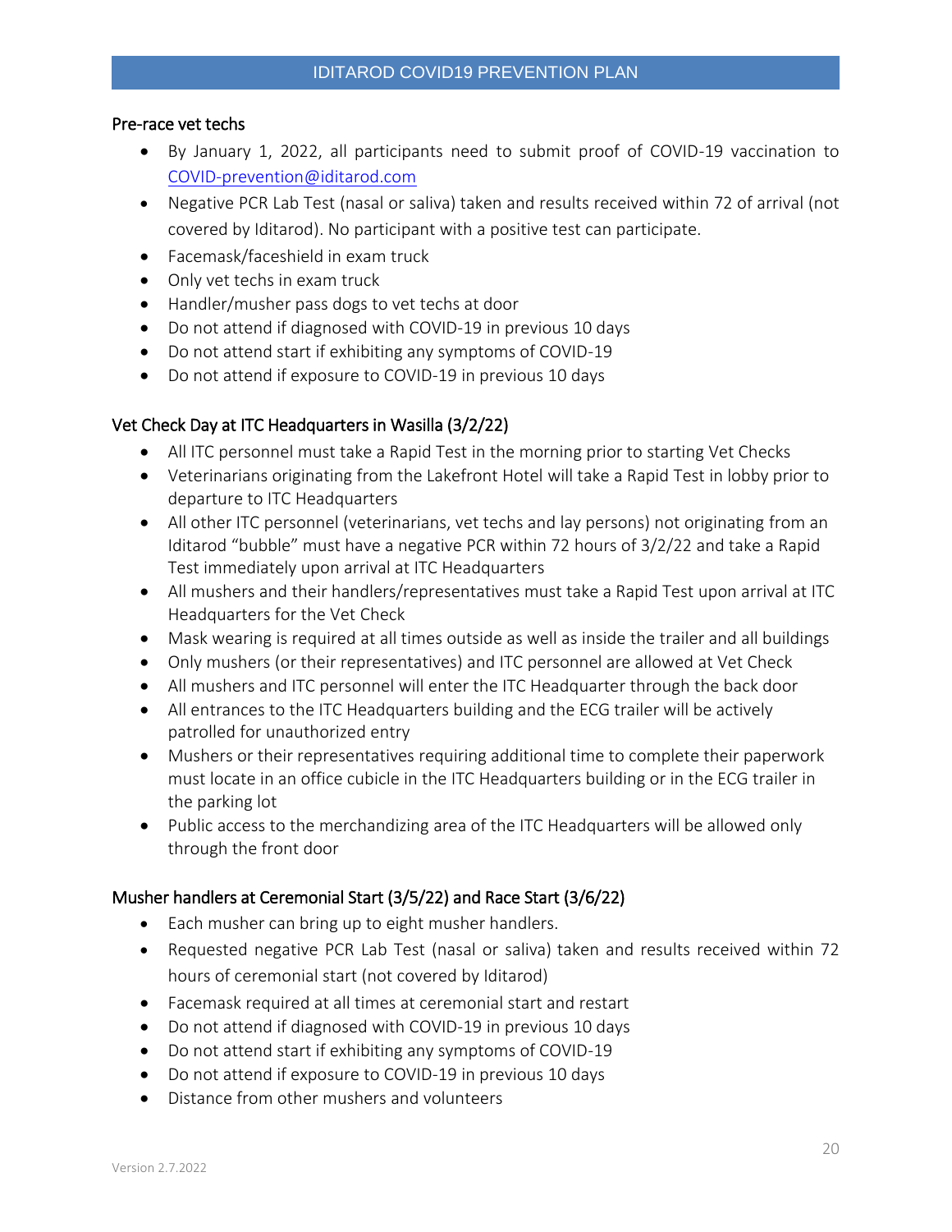## Pre-race vet techs

- By January 1, 2022, all participants need to submit proof of COVID-19 vaccination to COVID-prevention@iditarod.com
- Negative PCR Lab Test (nasal or saliva) taken and results received within 72 of arrival (not covered by Iditarod). No participant with a positive test can participate.
- Facemask/faceshield in exam truck
- Only vet techs in exam truck
- Handler/musher pass dogs to vet techs at door
- Do not attend if diagnosed with COVID-19 in previous 10 days
- Do not attend start if exhibiting any symptoms of COVID-19
- Do not attend if exposure to COVID-19 in previous 10 days

## Vet Check Day at ITC Headquarters in Wasilla (3/2/22)

- All ITC personnel must take a Rapid Test in the morning prior to starting Vet Checks
- Veterinarians originating from the Lakefront Hotel will take a Rapid Test in lobby prior to departure to ITC Headquarters
- All other ITC personnel (veterinarians, vet techs and lay persons) not originating from an Iditarod "bubble" must have a negative PCR within 72 hours of 3/2/22 and take a Rapid Test immediately upon arrival at ITC Headquarters
- All mushers and their handlers/representatives must take a Rapid Test upon arrival at ITC Headquarters for the Vet Check
- Mask wearing is required at all times outside as well as inside the trailer and all buildings
- Only mushers (or their representatives) and ITC personnel are allowed at Vet Check
- All mushers and ITC personnel will enter the ITC Headquarter through the back door
- All entrances to the ITC Headquarters building and the ECG trailer will be actively patrolled for unauthorized entry
- Mushers or their representatives requiring additional time to complete their paperwork must locate in an office cubicle in the ITC Headquarters building or in the ECG trailer in the parking lot
- Public access to the merchandizing area of the ITC Headquarters will be allowed only through the front door

## Musher handlers at Ceremonial Start (3/5/22) and Race Start (3/6/22)

- Each musher can bring up to eight musher handlers.
- Requested negative PCR Lab Test (nasal or saliva) taken and results received within 72 hours of ceremonial start (not covered by Iditarod)
- Facemask required at all times at ceremonial start and restart
- Do not attend if diagnosed with COVID-19 in previous 10 days
- Do not attend start if exhibiting any symptoms of COVID-19
- Do not attend if exposure to COVID-19 in previous 10 days
- Distance from other mushers and volunteers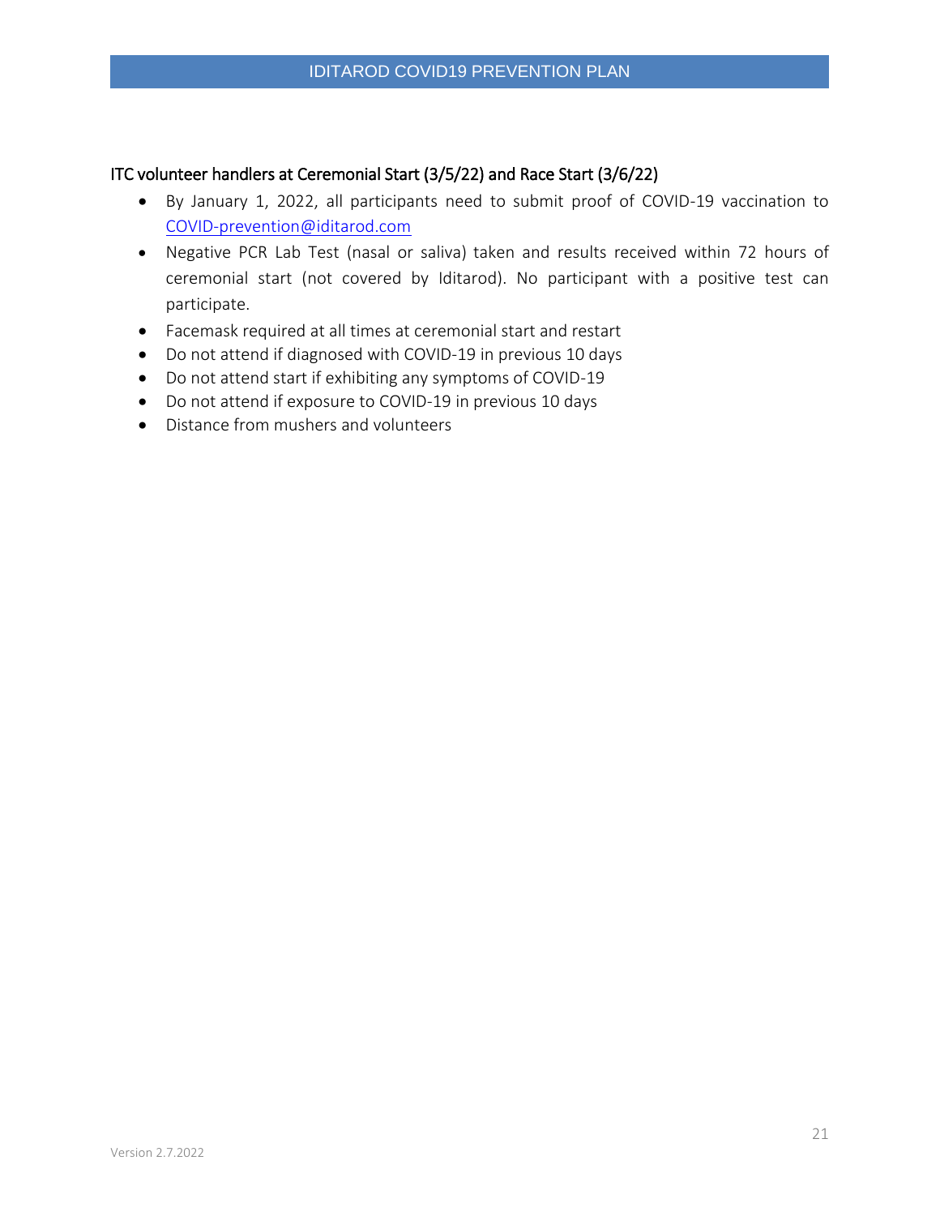## ITC volunteer handlers at Ceremonial Start (3/5/22) and Race Start (3/6/22)

- By January 1, 2022, all participants need to submit proof of COVID-19 vaccination to COVID-prevention@iditarod.com
- Negative PCR Lab Test (nasal or saliva) taken and results received within 72 hours of ceremonial start (not covered by Iditarod). No participant with a positive test can participate.
- Facemask required at all times at ceremonial start and restart
- Do not attend if diagnosed with COVID-19 in previous 10 days
- Do not attend start if exhibiting any symptoms of COVID-19
- Do not attend if exposure to COVID-19 in previous 10 days
- Distance from mushers and volunteers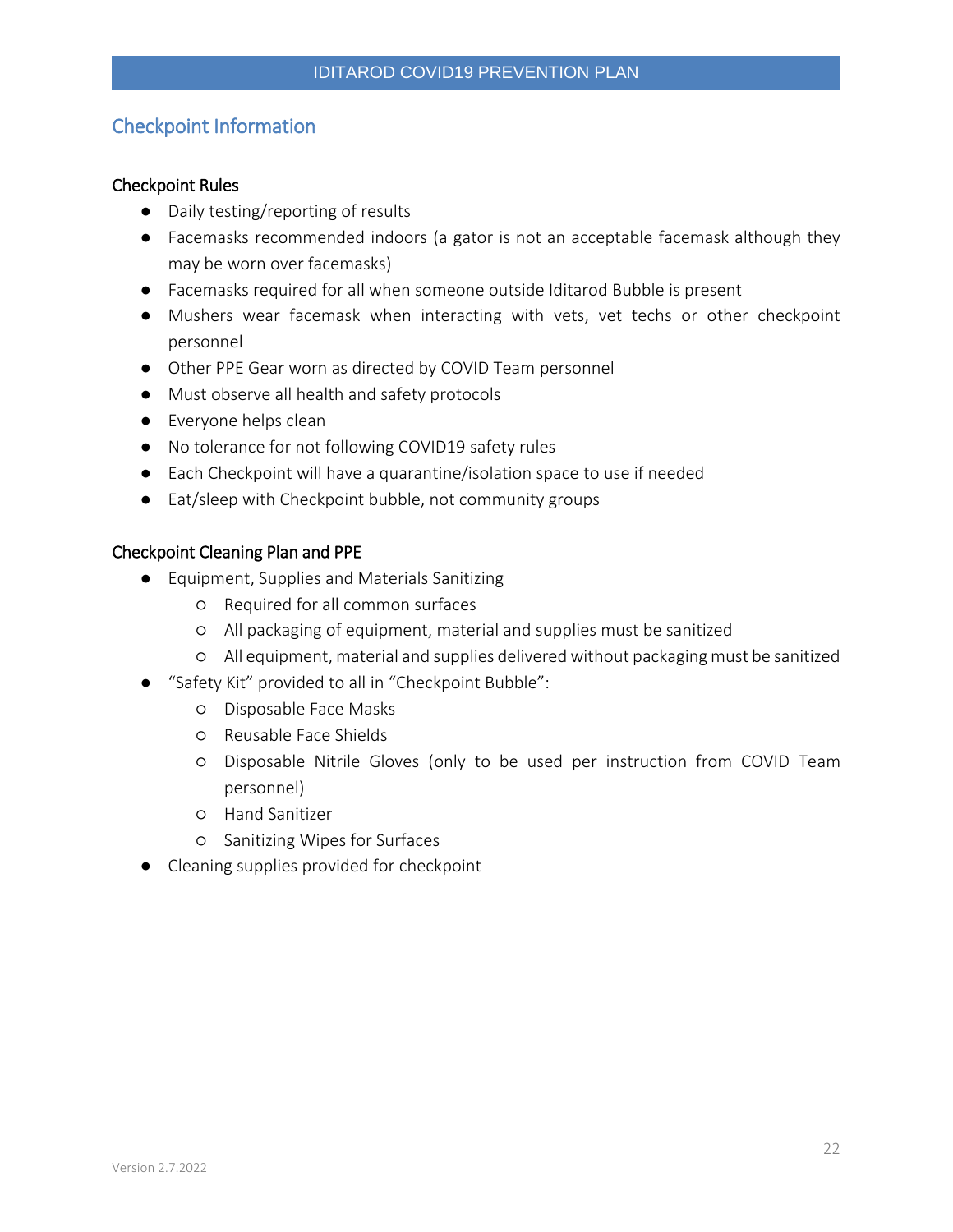## Checkpoint Information

### Checkpoint Rules

- Daily testing/reporting of results
- Facemasks recommended indoors (a gator is not an acceptable facemask although they may be worn over facemasks)
- Facemasks required for all when someone outside Iditarod Bubble is present
- Mushers wear facemask when interacting with vets, vet techs or other checkpoint personnel
- Other PPE Gear worn as directed by COVID Team personnel
- Must observe all health and safety protocols
- Everyone helps clean
- No tolerance for not following COVID19 safety rules
- Each Checkpoint will have a quarantine/isolation space to use if needed
- Eat/sleep with Checkpoint bubble, not community groups

### Checkpoint Cleaning Plan and PPE

- Equipment, Supplies and Materials Sanitizing
  - Required for all common surfaces
  - All packaging of equipment, material and supplies must be sanitized
  - All equipment, material and supplies delivered without packaging must be sanitized
- "Safety Kit" provided to all in "Checkpoint Bubble":
  - Disposable Face Masks
  - Reusable Face Shields
  - Disposable Nitrile Gloves (only to be used per instruction from COVID Team personnel)
  - Hand Sanitizer
  - Sanitizing Wipes for Surfaces
- Cleaning supplies provided for checkpoint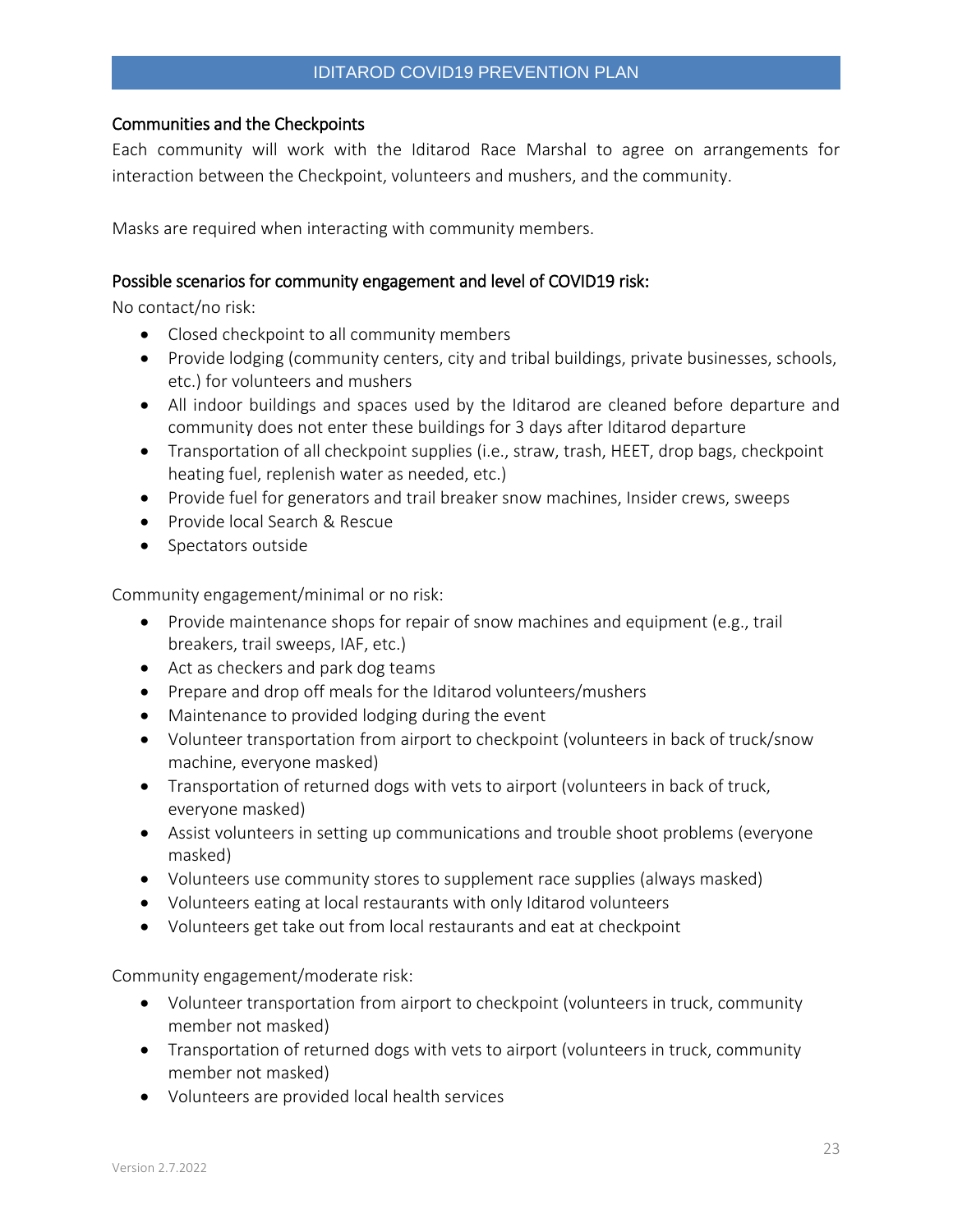## Communities and the Checkpoints

Each community will work with the Iditarod Race Marshal to agree on arrangements for interaction between the Checkpoint, volunteers and mushers, and the community.

Masks are required when interacting with community members.

### Possible scenarios for community engagement and level of COVID19 risk:

No contact/no risk:

- Closed checkpoint to all community members
- Provide lodging (community centers, city and tribal buildings, private businesses, schools, etc.) for volunteers and mushers
- All indoor buildings and spaces used by the Iditarod are cleaned before departure and community does not enter these buildings for 3 days after Iditarod departure
- Transportation of all checkpoint supplies (i.e., straw, trash, HEET, drop bags, checkpoint heating fuel, replenish water as needed, etc.)
- Provide fuel for generators and trail breaker snow machines, Insider crews, sweeps
- Provide local Search & Rescue
- Spectators outside

Community engagement/minimal or no risk:

- Provide maintenance shops for repair of snow machines and equipment (e.g., trail breakers, trail sweeps, IAF, etc.)
- Act as checkers and park dog teams
- Prepare and drop off meals for the Iditarod volunteers/mushers
- Maintenance to provided lodging during the event
- Volunteer transportation from airport to checkpoint (volunteers in back of truck/snow machine, everyone masked)
- Transportation of returned dogs with vets to airport (volunteers in back of truck, everyone masked)
- Assist volunteers in setting up communications and trouble shoot problems (everyone masked)
- Volunteers use community stores to supplement race supplies (always masked)
- Volunteers eating at local restaurants with only Iditarod volunteers
- Volunteers get take out from local restaurants and eat at checkpoint

Community engagement/moderate risk:

- Volunteer transportation from airport to checkpoint (volunteers in truck, community member not masked)
- Transportation of returned dogs with vets to airport (volunteers in truck, community member not masked)
- Volunteers are provided local health services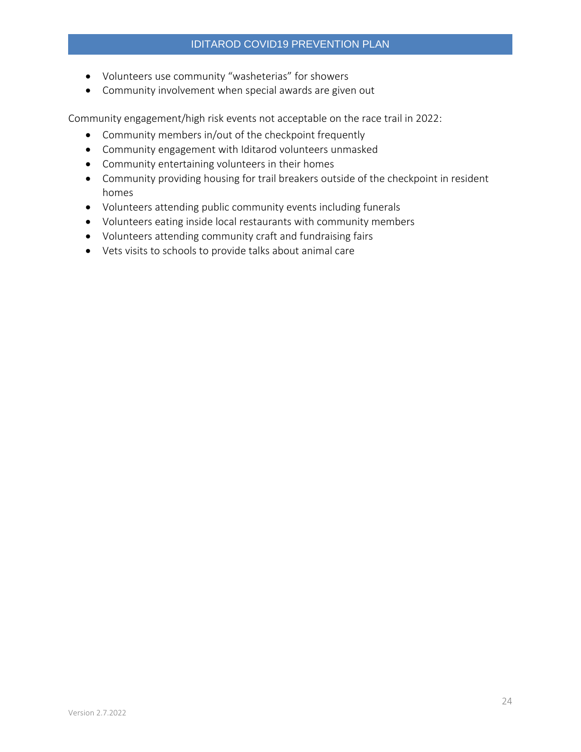- Volunteers use community "washeterias" for showers
- Community involvement when special awards are given out

Community engagement/high risk events not acceptable on the race trail in 2022:

- Community members in/out of the checkpoint frequently
- Community engagement with Iditarod volunteers unmasked
- Community entertaining volunteers in their homes
- Community providing housing for trail breakers outside of the checkpoint in resident homes
- Volunteers attending public community events including funerals
- Volunteers eating inside local restaurants with community members
- Volunteers attending community craft and fundraising fairs
- Vets visits to schools to provide talks about animal care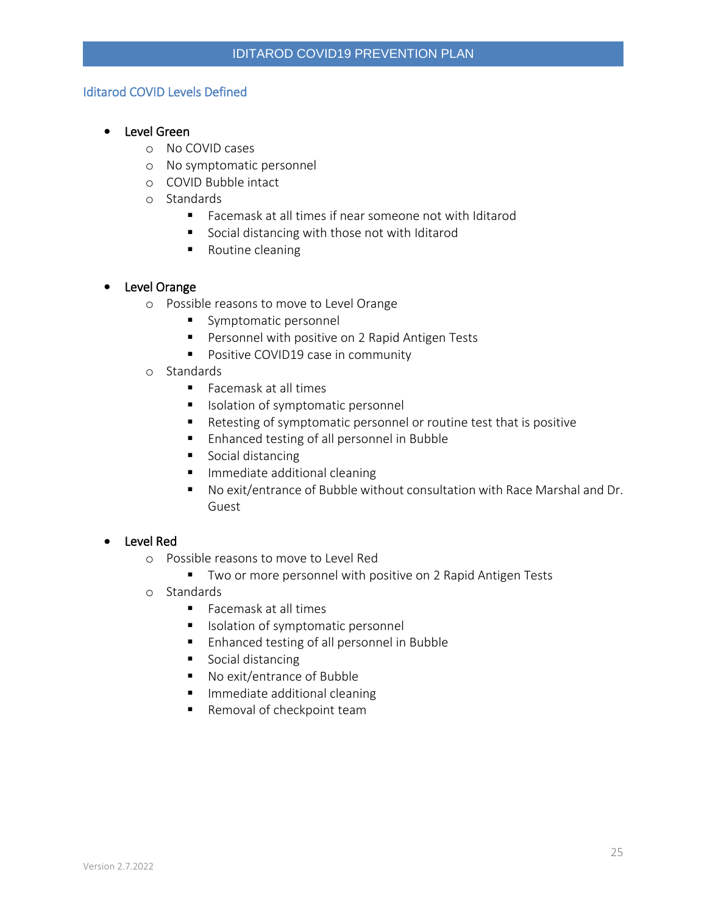## Iditarod COVID Levels Defined

- **Level Green**
    - No COVID cases
    - No symptomatic personnel
    - COVID Bubble intact
    - Standards
        - Facemask at all times if near someone not with Iditarod
        - Social distancing with those not with Iditarod
        - Routine cleaning

- **Level Orange**
    - Possible reasons to move to Level Orange
        - Symptomatic personnel
        - Personnel with positive on 2 Rapid Antigen Tests
        - Positive COVID19 case in community
    - Standards
        - Facemask at all times
        - Isolation of symptomatic personnel
        - Retesting of symptomatic personnel or routine test that is positive
        - Enhanced testing of all personnel in Bubble
        - Social distancing
        - Immediate additional cleaning
        - No exit/entrance of Bubble without consultation with Race Marshal and Dr. Guest

- **Level Red**
    - Possible reasons to move to Level Red
        - Two or more personnel with positive on 2 Rapid Antigen Tests
    - Standards
        - Facemask at all times
        - Isolation of symptomatic personnel
        - Enhanced testing of all personnel in Bubble
        - Social distancing
        - No exit/entrance of Bubble
        - Immediate additional cleaning
        - Removal of checkpoint team